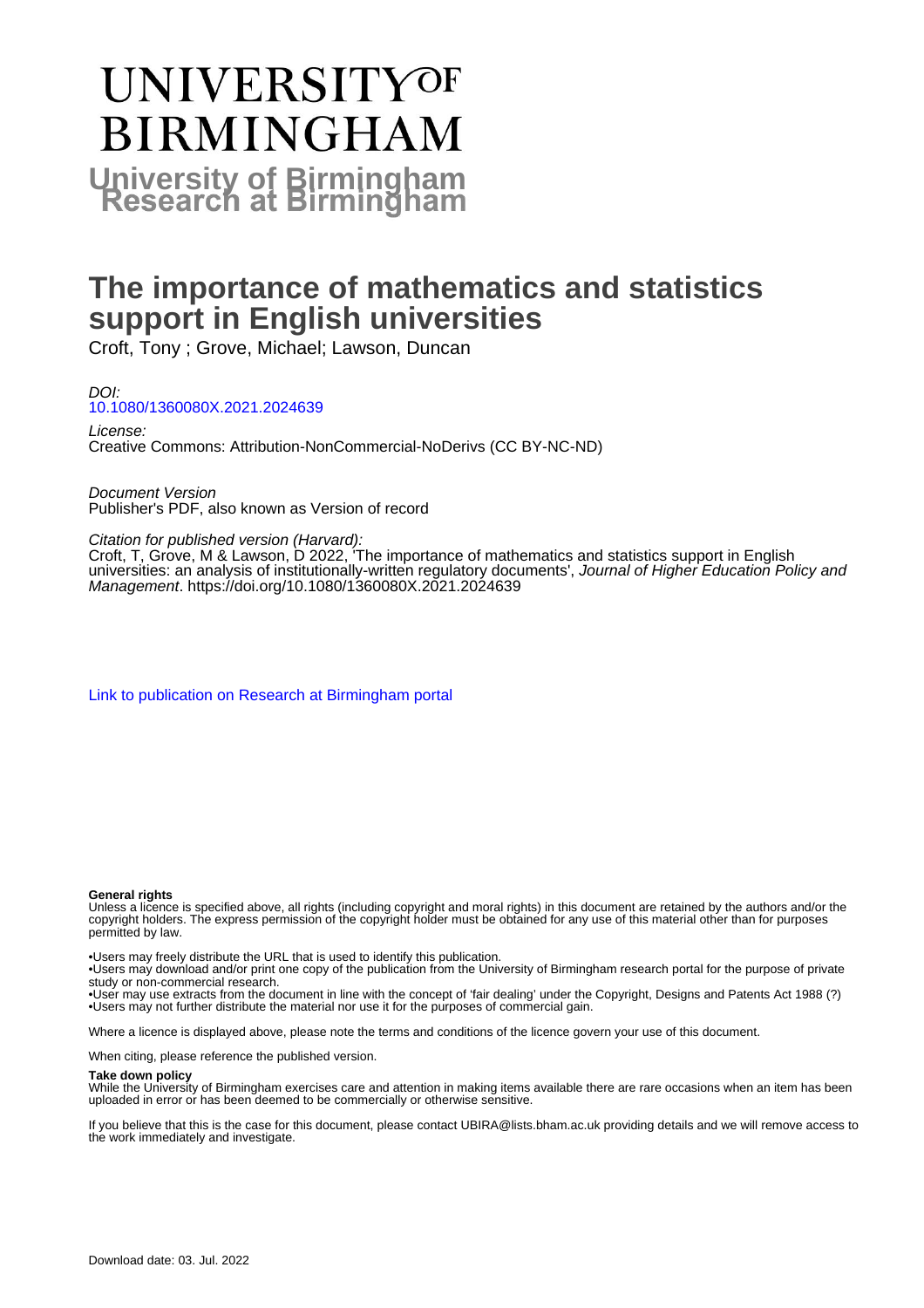# UNIVERSITY OF BIRMINGHAM

**University of Birmingham Research at Birmingham**

# The importance of mathematics and statistics support in English universities

Croft, Tony ; Grove, Michael; Lawson, Duncan

*DOI:*
10.1080/1360080X.2021.2024639

*License:*
Creative Commons: Attribution-NonCommercial-NoDerivs (CC BY-NC-ND)

*Document Version*
Publisher's PDF, also known as Version of record

*Citation for published version (Harvard):*
Croft, T, Grove, M & Lawson, D 2022, 'The importance of mathematics and statistics support in English universities: an analysis of institutionally-written regulatory documents', *Journal of Higher Education Policy and Management*. https://doi.org/10.1080/1360080X.2021.2024639

Link to publication on Research at Birmingham portal

**General rights**
Unless a licence is specified above, all rights (including copyright and moral rights) in this document are retained by the authors and/or the copyright holders. The express permission of the copyright holder must be obtained for any use of this material other than for purposes permitted by law.

•Users may freely distribute the URL that is used to identify this publication.
•Users may download and/or print one copy of the publication from the University of Birmingham research portal for the purpose of private study or non-commercial research.
•User may use extracts from the document in line with the concept of 'fair dealing' under the Copyright, Designs and Patents Act 1988 (?)
•Users may not further distribute the material nor use it for the purposes of commercial gain.

Where a licence is displayed above, please note the terms and conditions of the licence govern your use of this document.

When citing, please reference the published version.

**Take down policy**
While the University of Birmingham exercises care and attention in making items available there are rare occasions when an item has been uploaded in error or has been deemed to be commercially or otherwise sensitive.

If you believe that this is the case for this document, please contact UBIRA@lists.bham.ac.uk providing details and we will remove access to the work immediately and investigate.

Download date: 03. Jul. 2022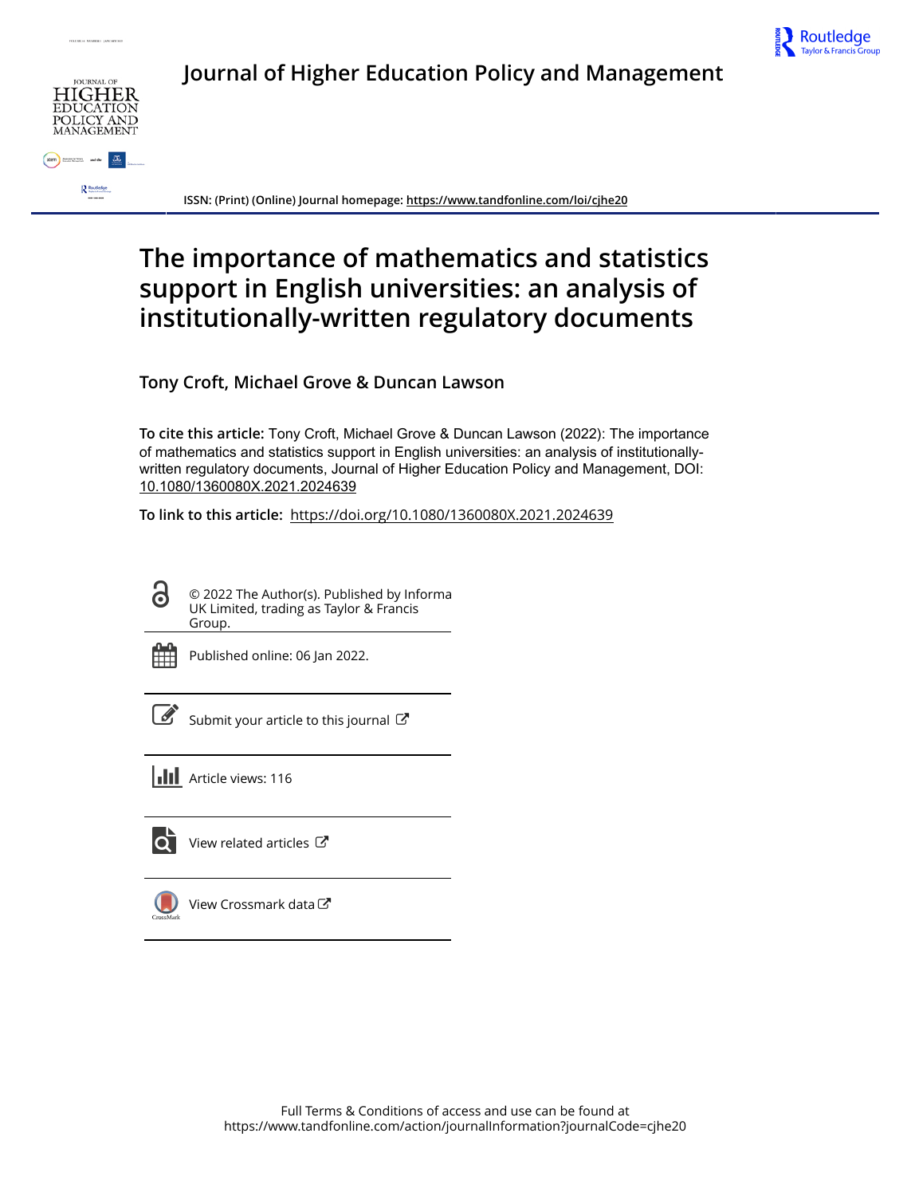# Journal of Higher Education Policy and Management

ISSN: (Print) (Online) Journal homepage: https://www.tandfonline.com/loi/cjhe20

# The importance of mathematics and statistics support in English universities: an analysis of institutionally-written regulatory documents

**Tony Croft, Michael Grove & Duncan Lawson**

**To cite this article:** Tony Croft, Michael Grove & Duncan Lawson (2022): The importance of mathematics and statistics support in English universities: an analysis of institutionally-written regulatory documents, Journal of Higher Education Policy and Management, DOI: 10.1080/1360080X.2021.2024639

**To link to this article:** https://doi.org/10.1080/1360080X.2021.2024639

© 2022 The Author(s). Published by Informa UK Limited, trading as Taylor & Francis Group.

Published online: 06 Jan 2022.

Submit your article to this journal

Article views: 116

View related articles

View Crossmark data

Full Terms & Conditions of access and use can be found at
https://www.tandfonline.com/action/journalInformation?journalCode=cjhe20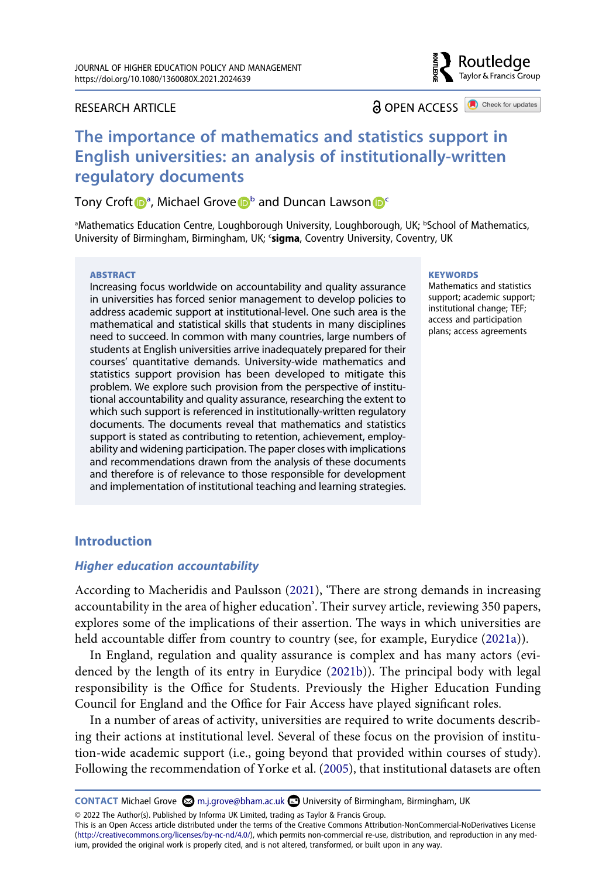RESEARCH ARTICLE

OPEN ACCESS

# The importance of mathematics and statistics support in English universities: an analysis of institutionally-written regulatory documents

Tony Croft[a], Michael Grove[b] and Duncan Lawson[c]

[a]Mathematics Education Centre, Loughborough University, Loughborough, UK; [b]School of Mathematics, University of Birmingham, Birmingham, UK; [c]**sigma**, Coventry University, Coventry, UK

**ABSTRACT**

Increasing focus worldwide on accountability and quality assurance in universities has forced senior management to develop policies to address academic support at institutional-level. One such area is the mathematical and statistical skills that students in many disciplines need to succeed. In common with many countries, large numbers of students at English universities arrive inadequately prepared for their courses' quantitative demands. University-wide mathematics and statistics support provision has been developed to mitigate this problem. We explore such provision from the perspective of institutional accountability and quality assurance, researching the extent to which such support is referenced in institutionally-written regulatory documents. The documents reveal that mathematics and statistics support is stated as contributing to retention, achievement, employability and widening participation. The paper closes with implications and recommendations drawn from the analysis of these documents and therefore is of relevance to those responsible for development and implementation of institutional teaching and learning strategies.

**KEYWORDS**

Mathematics and statistics support; academic support; institutional change; TEF; access and participation plans; access agreements

## Introduction

### *Higher education accountability*

According to Macheridis and Paulsson (2021), 'There are strong demands in increasing accountability in the area of higher education'. Their survey article, reviewing 350 papers, explores some of the implications of their assertion. The ways in which universities are held accountable differ from country to country (see, for example, Eurydice (2021a)).

In England, regulation and quality assurance is complex and has many actors (evidenced by the length of its entry in Eurydice (2021b)). The principal body with legal responsibility is the Office for Students. Previously the Higher Education Funding Council for England and the Office for Fair Access have played significant roles.

In a number of areas of activity, universities are required to write documents describing their actions at institutional level. Several of these focus on the provision of institution-wide academic support (i.e., going beyond that provided within courses of study). Following the recommendation of Yorke et al. (2005), that institutional datasets are often

**CONTACT** Michael Grove m.j.grove@bham.ac.uk University of Birmingham, Birmingham, UK

© 2022 The Author(s). Published by Informa UK Limited, trading as Taylor & Francis Group.
This is an Open Access article distributed under the terms of the Creative Commons Attribution-NonCommercial-NoDerivatives License (http://creativecommons.org/licenses/by-nc-nd/4.0/), which permits non-commercial re-use, distribution, and reproduction in any medium, provided the original work is properly cited, and is not altered, transformed, or built upon in any way.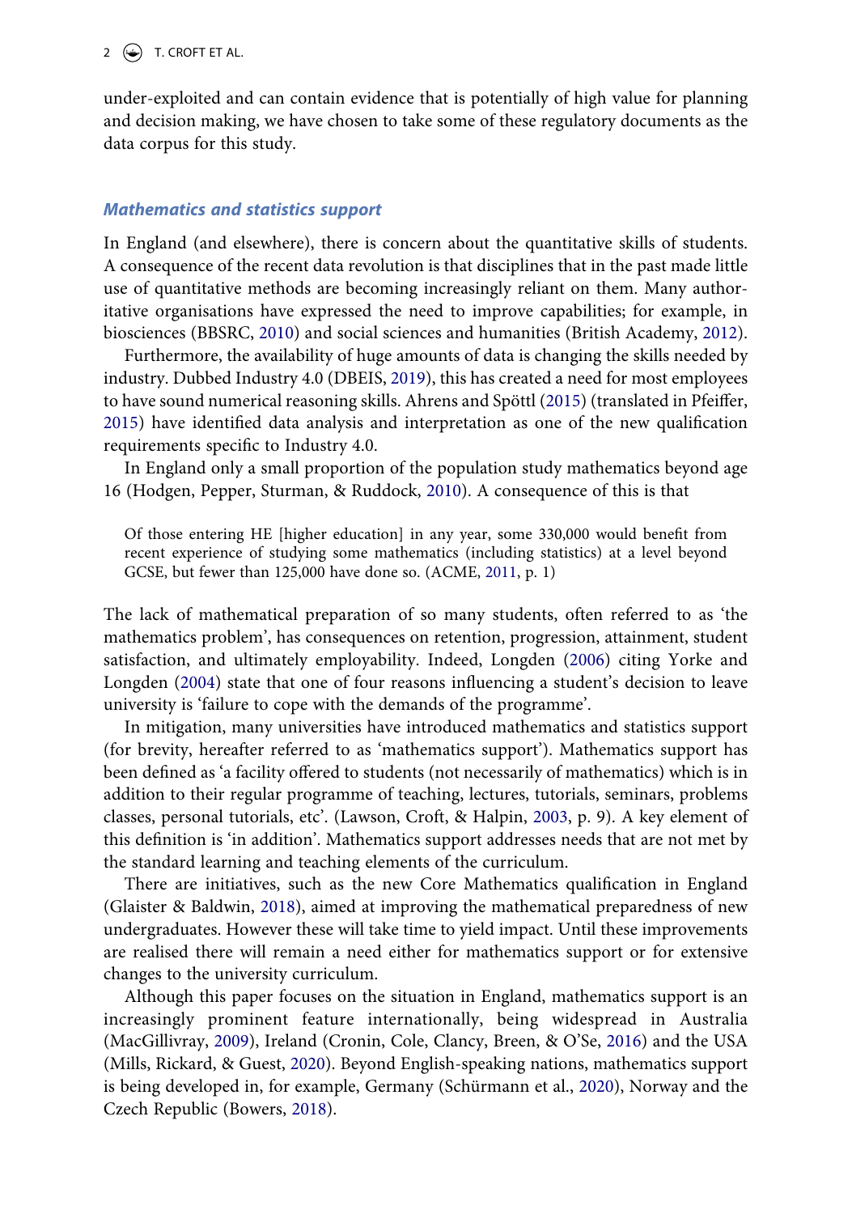under-exploited and can contain evidence that is potentially of high value for planning and decision making, we have chosen to take some of these regulatory documents as the data corpus for this study.

### *Mathematics and statistics support*

In England (and elsewhere), there is concern about the quantitative skills of students. A consequence of the recent data revolution is that disciplines that in the past made little use of quantitative methods are becoming increasingly reliant on them. Many authoritative organisations have expressed the need to improve capabilities; for example, in biosciences (BBSRC, 2010) and social sciences and humanities (British Academy, 2012).

Furthermore, the availability of huge amounts of data is changing the skills needed by industry. Dubbed Industry 4.0 (DBEIS, 2019), this has created a need for most employees to have sound numerical reasoning skills. Ahrens and Spöttl (2015) (translated in Pfeiffer, 2015) have identified data analysis and interpretation as one of the new qualification requirements specific to Industry 4.0.

In England only a small proportion of the population study mathematics beyond age 16 (Hodgen, Pepper, Sturman, & Ruddock, 2010). A consequence of this is that

> Of those entering HE [higher education] in any year, some 330,000 would benefit from recent experience of studying some mathematics (including statistics) at a level beyond GCSE, but fewer than 125,000 have done so. (ACME, 2011, p. 1)

The lack of mathematical preparation of so many students, often referred to as 'the mathematics problem', has consequences on retention, progression, attainment, student satisfaction, and ultimately employability. Indeed, Longden (2006) citing Yorke and Longden (2004) state that one of four reasons influencing a student's decision to leave university is 'failure to cope with the demands of the programme'.

In mitigation, many universities have introduced mathematics and statistics support (for brevity, hereafter referred to as 'mathematics support'). Mathematics support has been defined as 'a facility offered to students (not necessarily of mathematics) which is in addition to their regular programme of teaching, lectures, tutorials, seminars, problems classes, personal tutorials, etc'. (Lawson, Croft, & Halpin, 2003, p. 9). A key element of this definition is 'in addition'. Mathematics support addresses needs that are not met by the standard learning and teaching elements of the curriculum.

There are initiatives, such as the new Core Mathematics qualification in England (Glaister & Baldwin, 2018), aimed at improving the mathematical preparedness of new undergraduates. However these will take time to yield impact. Until these improvements are realised there will remain a need either for mathematics support or for extensive changes to the university curriculum.

Although this paper focuses on the situation in England, mathematics support is an increasingly prominent feature internationally, being widespread in Australia (MacGillivray, 2009), Ireland (Cronin, Cole, Clancy, Breen, & O'Se, 2016) and the USA (Mills, Rickard, & Guest, 2020). Beyond English-speaking nations, mathematics support is being developed in, for example, Germany (Schürmann et al., 2020), Norway and the Czech Republic (Bowers, 2018).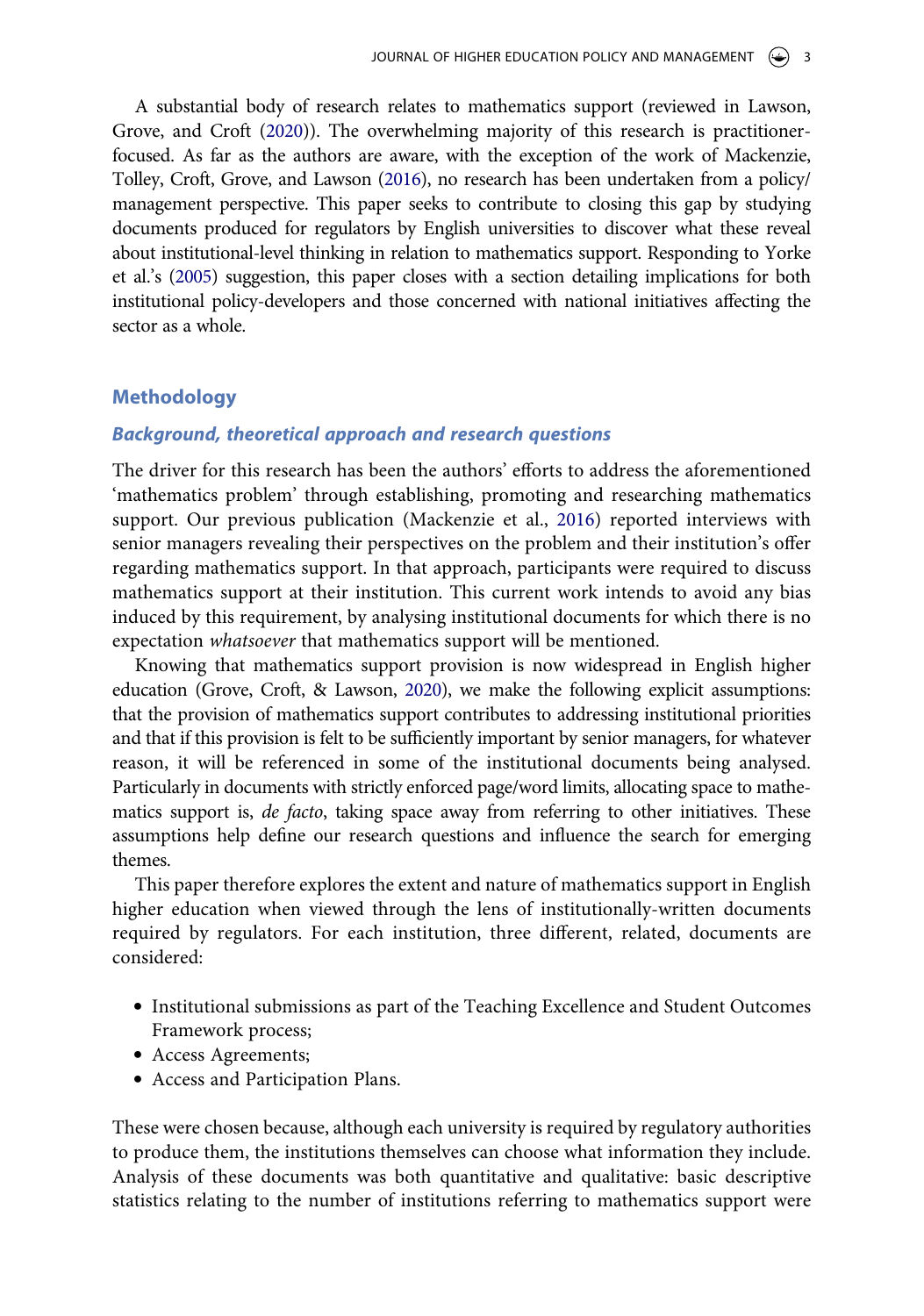A substantial body of research relates to mathematics support (reviewed in Lawson, Grove, and Croft (2020)). The overwhelming majority of this research is practitioner-focused. As far as the authors are aware, with the exception of the work of Mackenzie, Tolley, Croft, Grove, and Lawson (2016), no research has been undertaken from a policy/management perspective. This paper seeks to contribute to closing this gap by studying documents produced for regulators by English universities to discover what these reveal about institutional-level thinking in relation to mathematics support. Responding to Yorke et al.'s (2005) suggestion, this paper closes with a section detailing implications for both institutional policy-developers and those concerned with national initiatives affecting the sector as a whole.

## Methodology

### Background, theoretical approach and research questions

The driver for this research has been the authors' efforts to address the aforementioned 'mathematics problem' through establishing, promoting and researching mathematics support. Our previous publication (Mackenzie et al., 2016) reported interviews with senior managers revealing their perspectives on the problem and their institution's offer regarding mathematics support. In that approach, participants were required to discuss mathematics support at their institution. This current work intends to avoid any bias induced by this requirement, by analysing institutional documents for which there is no expectation *whatsoever* that mathematics support will be mentioned.

Knowing that mathematics support provision is now widespread in English higher education (Grove, Croft, & Lawson, 2020), we make the following explicit assumptions: that the provision of mathematics support contributes to addressing institutional priorities and that if this provision is felt to be sufficiently important by senior managers, for whatever reason, it will be referenced in some of the institutional documents being analysed. Particularly in documents with strictly enforced page/word limits, allocating space to mathematics support is, *de facto*, taking space away from referring to other initiatives. These assumptions help define our research questions and influence the search for emerging themes.

This paper therefore explores the extent and nature of mathematics support in English higher education when viewed through the lens of institutionally-written documents required by regulators. For each institution, three different, related, documents are considered:

- Institutional submissions as part of the Teaching Excellence and Student Outcomes Framework process;
- Access Agreements;
- Access and Participation Plans.

These were chosen because, although each university is required by regulatory authorities to produce them, the institutions themselves can choose what information they include. Analysis of these documents was both quantitative and qualitative: basic descriptive statistics relating to the number of institutions referring to mathematics support were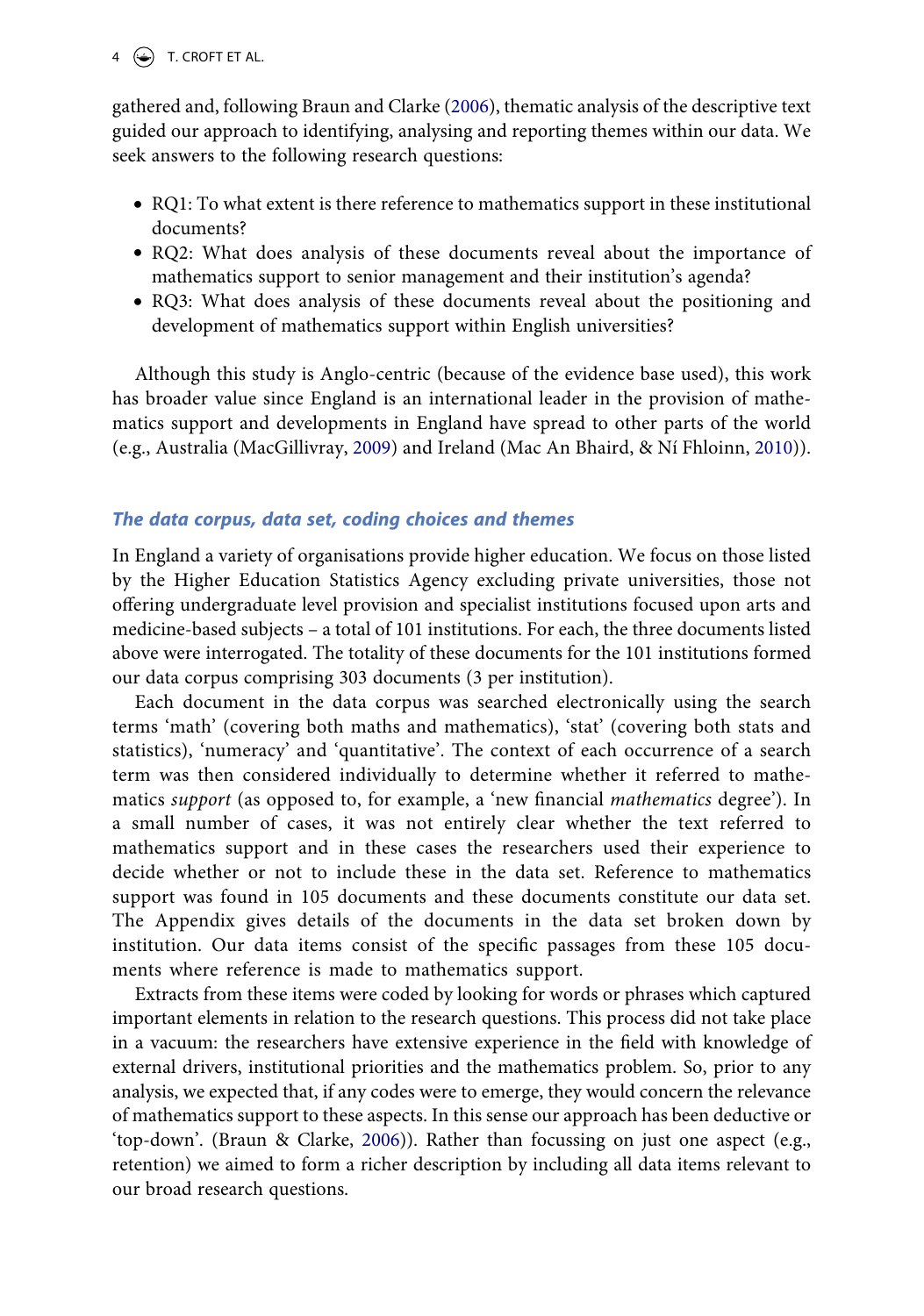gathered and, following Braun and Clarke (2006), thematic analysis of the descriptive text guided our approach to identifying, analysing and reporting themes within our data. We seek answers to the following research questions:

- RQ1: To what extent is there reference to mathematics support in these institutional documents?
- RQ2: What does analysis of these documents reveal about the importance of mathematics support to senior management and their institution's agenda?
- RQ3: What does analysis of these documents reveal about the positioning and development of mathematics support within English universities?

Although this study is Anglo-centric (because of the evidence base used), this work has broader value since England is an international leader in the provision of mathematics support and developments in England have spread to other parts of the world (e.g., Australia (MacGillivray, 2009) and Ireland (Mac An Bhaird, & Ní Fhloinn, 2010)).

## The data corpus, data set, coding choices and themes

In England a variety of organisations provide higher education. We focus on those listed by the Higher Education Statistics Agency excluding private universities, those not offering undergraduate level provision and specialist institutions focused upon arts and medicine-based subjects – a total of 101 institutions. For each, the three documents listed above were interrogated. The totality of these documents for the 101 institutions formed our data corpus comprising 303 documents (3 per institution).

Each document in the data corpus was searched electronically using the search terms 'math' (covering both maths and mathematics), 'stat' (covering both stats and statistics), 'numeracy' and 'quantitative'. The context of each occurrence of a search term was then considered individually to determine whether it referred to mathematics *support* (as opposed to, for example, a 'new financial *mathematics* degree'). In a small number of cases, it was not entirely clear whether the text referred to mathematics support and in these cases the researchers used their experience to decide whether or not to include these in the data set. Reference to mathematics support was found in 105 documents and these documents constitute our data set. The Appendix gives details of the documents in the data set broken down by institution. Our data items consist of the specific passages from these 105 documents where reference is made to mathematics support.

Extracts from these items were coded by looking for words or phrases which captured important elements in relation to the research questions. This process did not take place in a vacuum: the researchers have extensive experience in the field with knowledge of external drivers, institutional priorities and the mathematics problem. So, prior to any analysis, we expected that, if any codes were to emerge, they would concern the relevance of mathematics support to these aspects. In this sense our approach has been deductive or 'top-down'. (Braun & Clarke, 2006)). Rather than focussing on just one aspect (e.g., retention) we aimed to form a richer description by including all data items relevant to our broad research questions.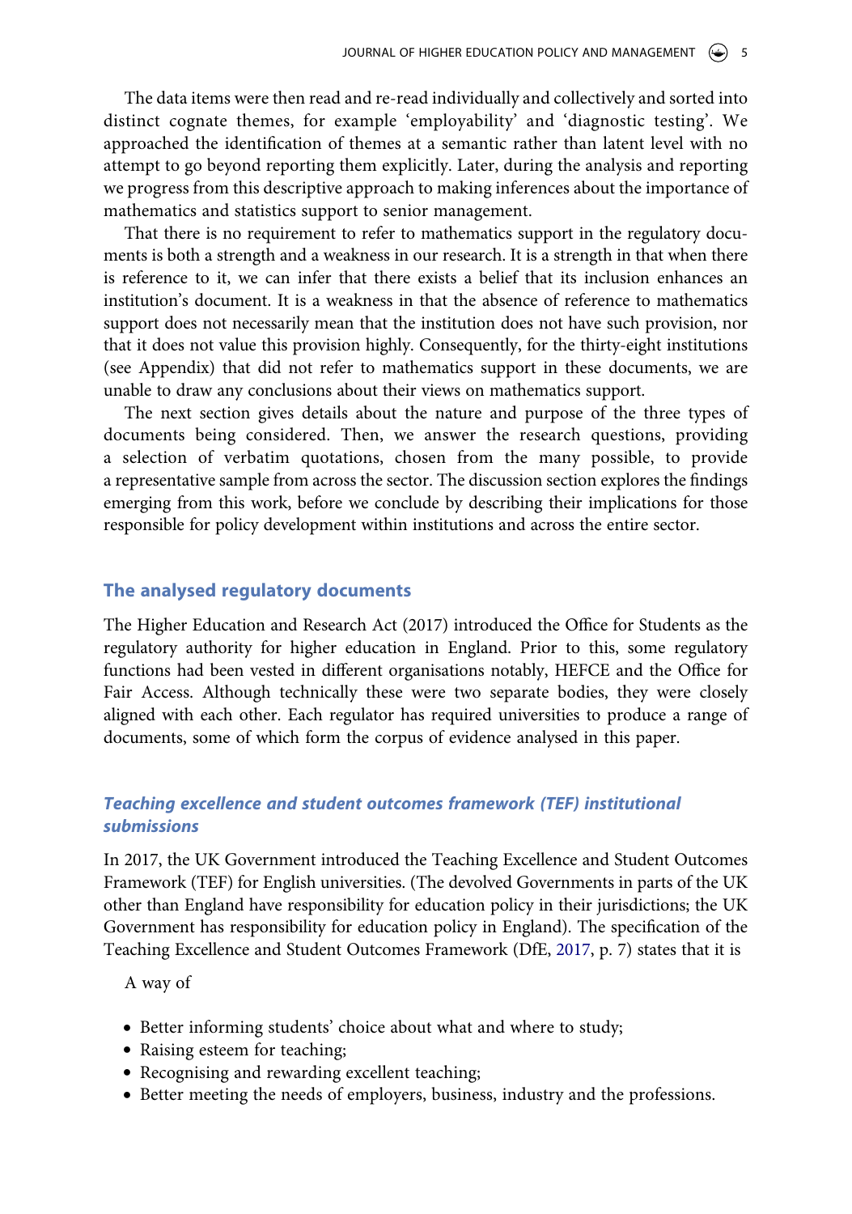The data items were then read and re-read individually and collectively and sorted into distinct cognate themes, for example 'employability' and 'diagnostic testing'. We approached the identification of themes at a semantic rather than latent level with no attempt to go beyond reporting them explicitly. Later, during the analysis and reporting we progress from this descriptive approach to making inferences about the importance of mathematics and statistics support to senior management.

That there is no requirement to refer to mathematics support in the regulatory documents is both a strength and a weakness in our research. It is a strength in that when there is reference to it, we can infer that there exists a belief that its inclusion enhances an institution's document. It is a weakness in that the absence of reference to mathematics support does not necessarily mean that the institution does not have such provision, nor that it does not value this provision highly. Consequently, for the thirty-eight institutions (see Appendix) that did not refer to mathematics support in these documents, we are unable to draw any conclusions about their views on mathematics support.

The next section gives details about the nature and purpose of the three types of documents being considered. Then, we answer the research questions, providing a selection of verbatim quotations, chosen from the many possible, to provide a representative sample from across the sector. The discussion section explores the findings emerging from this work, before we conclude by describing their implications for those responsible for policy development within institutions and across the entire sector.

## The analysed regulatory documents

The Higher Education and Research Act (2017) introduced the Office for Students as the regulatory authority for higher education in England. Prior to this, some regulatory functions had been vested in different organisations notably, HEFCE and the Office for Fair Access. Although technically these were two separate bodies, they were closely aligned with each other. Each regulator has required universities to produce a range of documents, some of which form the corpus of evidence analysed in this paper.

### *Teaching excellence and student outcomes framework (TEF) institutional submissions*

In 2017, the UK Government introduced the Teaching Excellence and Student Outcomes Framework (TEF) for English universities. (The devolved Governments in parts of the UK other than England have responsibility for education policy in their jurisdictions; the UK Government has responsibility for education policy in England). The specification of the Teaching Excellence and Student Outcomes Framework (DfE, 2017, p. 7) states that it is

> A way of
>
> - Better informing students' choice about what and where to study;
> - Raising esteem for teaching;
> - Recognising and rewarding excellent teaching;
> - Better meeting the needs of employers, business, industry and the professions.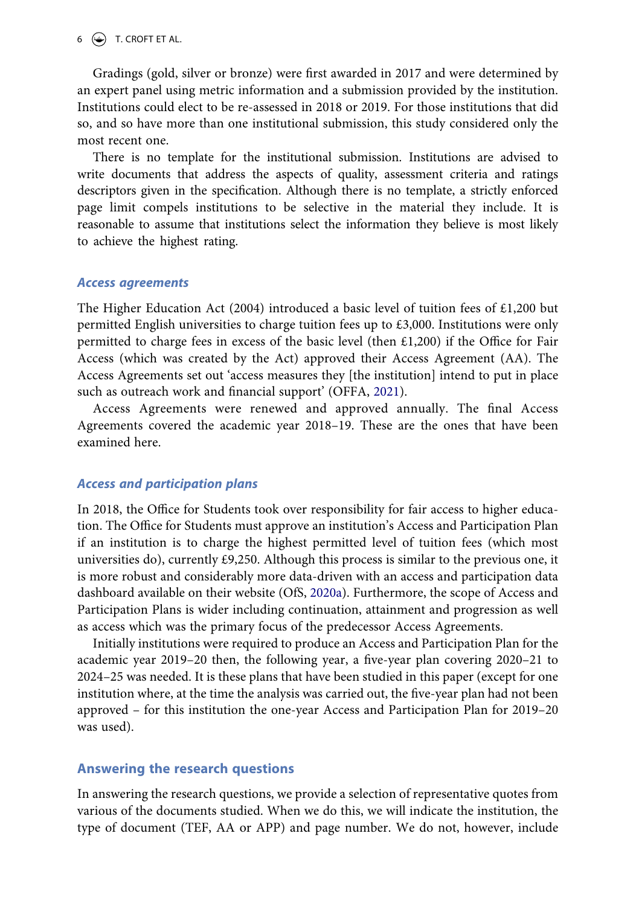Gradings (gold, silver or bronze) were first awarded in 2017 and were determined by an expert panel using metric information and a submission provided by the institution. Institutions could elect to be re-assessed in 2018 or 2019. For those institutions that did so, and so have more than one institutional submission, this study considered only the most recent one.

There is no template for the institutional submission. Institutions are advised to write documents that address the aspects of quality, assessment criteria and ratings descriptors given in the specification. Although there is no template, a strictly enforced page limit compels institutions to be selective in the material they include. It is reasonable to assume that institutions select the information they believe is most likely to achieve the highest rating.

### *Access agreements*

The Higher Education Act (2004) introduced a basic level of tuition fees of £1,200 but permitted English universities to charge tuition fees up to £3,000. Institutions were only permitted to charge fees in excess of the basic level (then £1,200) if the Office for Fair Access (which was created by the Act) approved their Access Agreement (AA). The Access Agreements set out 'access measures they [the institution] intend to put in place such as outreach work and financial support' (OFFA, 2021).

Access Agreements were renewed and approved annually. The final Access Agreements covered the academic year 2018–19. These are the ones that have been examined here.

### *Access and participation plans*

In 2018, the Office for Students took over responsibility for fair access to higher education. The Office for Students must approve an institution's Access and Participation Plan if an institution is to charge the highest permitted level of tuition fees (which most universities do), currently £9,250. Although this process is similar to the previous one, it is more robust and considerably more data-driven with an access and participation data dashboard available on their website (OfS, 2020a). Furthermore, the scope of Access and Participation Plans is wider including continuation, attainment and progression as well as access which was the primary focus of the predecessor Access Agreements.

Initially institutions were required to produce an Access and Participation Plan for the academic year 2019–20 then, the following year, a five-year plan covering 2020–21 to 2024–25 was needed. It is these plans that have been studied in this paper (except for one institution where, at the time the analysis was carried out, the five-year plan had not been approved – for this institution the one-year Access and Participation Plan for 2019–20 was used).

## Answering the research questions

In answering the research questions, we provide a selection of representative quotes from various of the documents studied. When we do this, we will indicate the institution, the type of document (TEF, AA or APP) and page number. We do not, however, include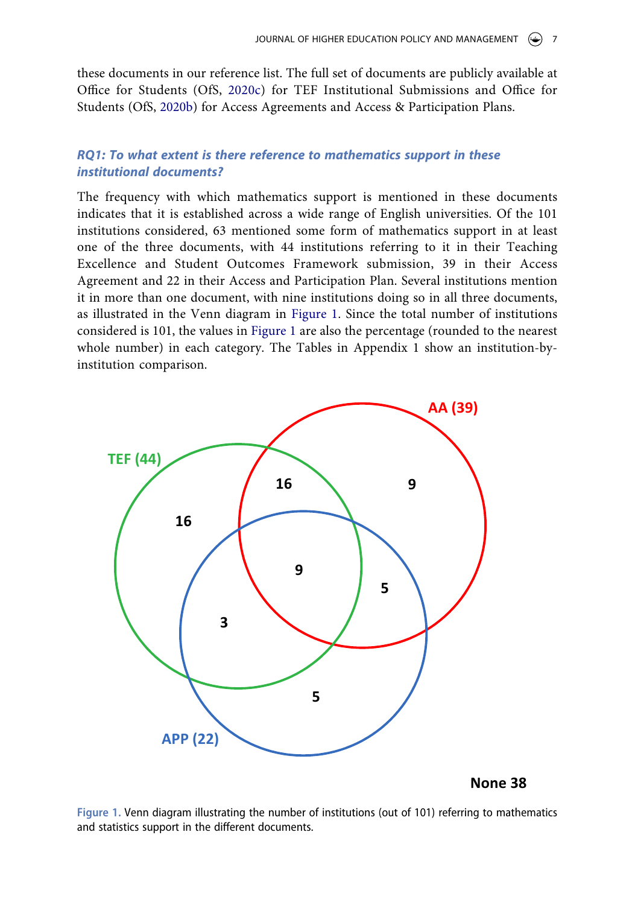these documents in our reference list. The full set of documents are publicly available at Office for Students (OfS, 2020c) for TEF Institutional Submissions and Office for Students (OfS, 2020b) for Access Agreements and Access & Participation Plans.

### *RQ1: To what extent is there reference to mathematics support in these institutional documents?*

The frequency with which mathematics support is mentioned in these documents indicates that it is established across a wide range of English universities. Of the 101 institutions considered, 63 mentioned some form of mathematics support in at least one of the three documents, with 44 institutions referring to it in their Teaching Excellence and Student Outcomes Framework submission, 39 in their Access Agreement and 22 in their Access and Participation Plan. Several institutions mention it in more than one document, with nine institutions doing so in all three documents, as illustrated in the Venn diagram in Figure 1. Since the total number of institutions considered is 101, the values in Figure 1 are also the percentage (rounded to the nearest whole number) in each category. The Tables in Appendix 1 show an institution-by-institution comparison.

TEF (44)

AA (39)

APP (22)

16

16

9

9

5

3

5

None 38

Figure 1. Venn diagram illustrating the number of institutions (out of 101) referring to mathematics and statistics support in the different documents.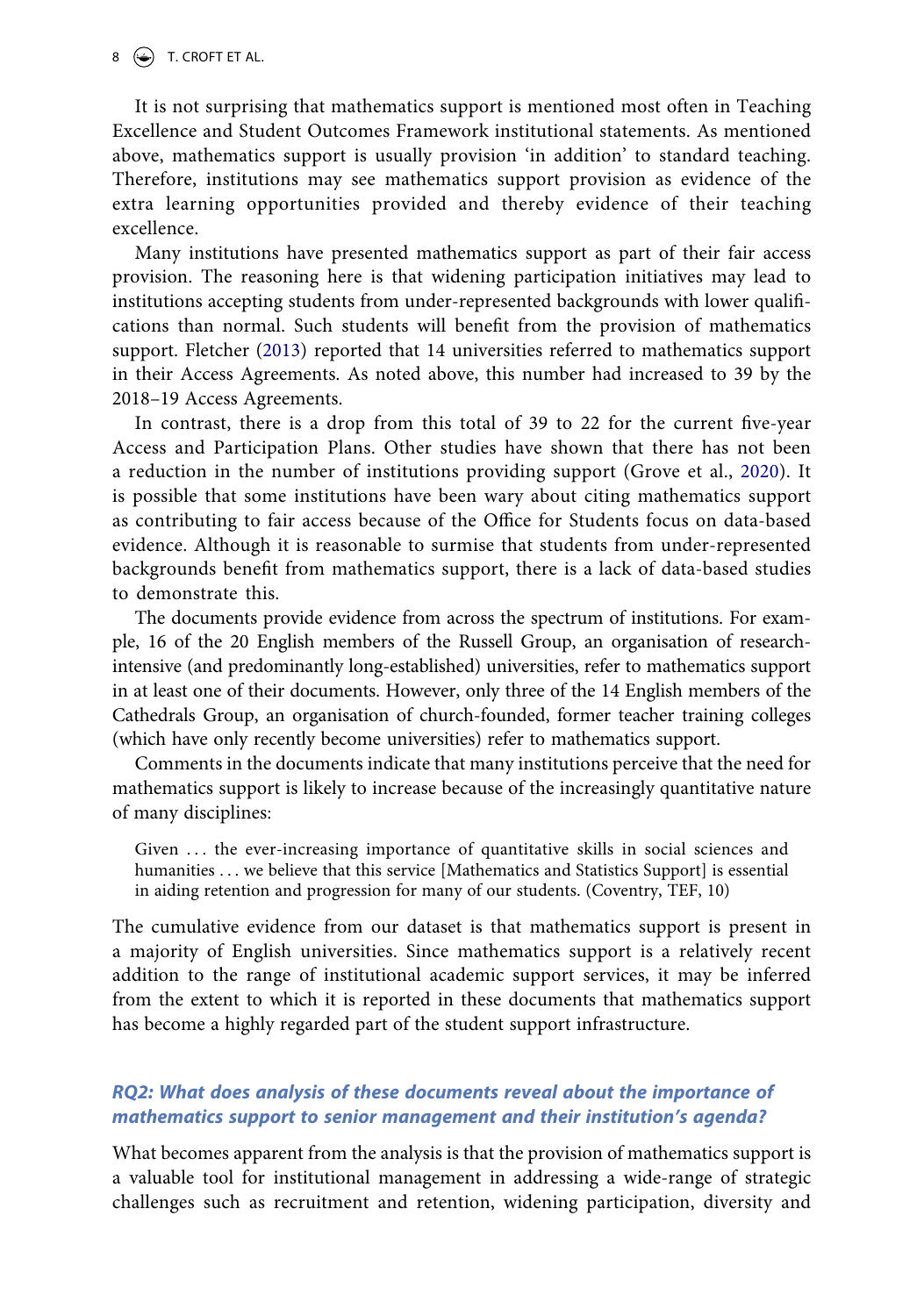It is not surprising that mathematics support is mentioned most often in Teaching Excellence and Student Outcomes Framework institutional statements. As mentioned above, mathematics support is usually provision 'in addition' to standard teaching. Therefore, institutions may see mathematics support provision as evidence of the extra learning opportunities provided and thereby evidence of their teaching excellence.

Many institutions have presented mathematics support as part of their fair access provision. The reasoning here is that widening participation initiatives may lead to institutions accepting students from under-represented backgrounds with lower qualifications than normal. Such students will benefit from the provision of mathematics support. Fletcher (2013) reported that 14 universities referred to mathematics support in their Access Agreements. As noted above, this number had increased to 39 by the 2018–19 Access Agreements.

In contrast, there is a drop from this total of 39 to 22 for the current five-year Access and Participation Plans. Other studies have shown that there has not been a reduction in the number of institutions providing support (Grove et al., 2020). It is possible that some institutions have been wary about citing mathematics support as contributing to fair access because of the Office for Students focus on data-based evidence. Although it is reasonable to surmise that students from under-represented backgrounds benefit from mathematics support, there is a lack of data-based studies to demonstrate this.

The documents provide evidence from across the spectrum of institutions. For example, 16 of the 20 English members of the Russell Group, an organisation of research-intensive (and predominantly long-established) universities, refer to mathematics support in at least one of their documents. However, only three of the 14 English members of the Cathedrals Group, an organisation of church-founded, former teacher training colleges (which have only recently become universities) refer to mathematics support.

Comments in the documents indicate that many institutions perceive that the need for mathematics support is likely to increase because of the increasingly quantitative nature of many disciplines:

> Given … the ever-increasing importance of quantitative skills in social sciences and humanities … we believe that this service [Mathematics and Statistics Support] is essential in aiding retention and progression for many of our students. (Coventry, TEF, 10)

The cumulative evidence from our dataset is that mathematics support is present in a majority of English universities. Since mathematics support is a relatively recent addition to the range of institutional academic support services, it may be inferred from the extent to which it is reported in these documents that mathematics support has become a highly regarded part of the student support infrastructure.

### *RQ2: What does analysis of these documents reveal about the importance of mathematics support to senior management and their institution's agenda?*

What becomes apparent from the analysis is that the provision of mathematics support is a valuable tool for institutional management in addressing a wide-range of strategic challenges such as recruitment and retention, widening participation, diversity and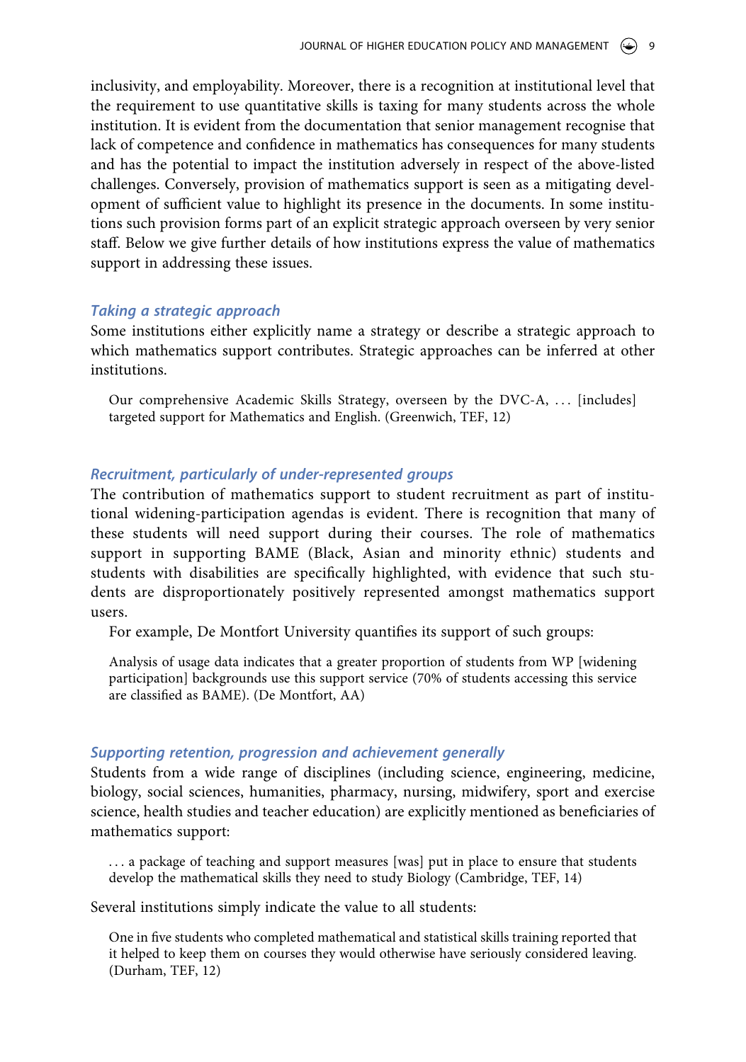inclusivity, and employability. Moreover, there is a recognition at institutional level that the requirement to use quantitative skills is taxing for many students across the whole institution. It is evident from the documentation that senior management recognise that lack of competence and confidence in mathematics has consequences for many students and has the potential to impact the institution adversely in respect of the above-listed challenges. Conversely, provision of mathematics support is seen as a mitigating development of sufficient value to highlight its presence in the documents. In some institutions such provision forms part of an explicit strategic approach overseen by very senior staff. Below we give further details of how institutions express the value of mathematics support in addressing these issues.

### *Taking a strategic approach*

Some institutions either explicitly name a strategy or describe a strategic approach to which mathematics support contributes. Strategic approaches can be inferred at other institutions.

> Our comprehensive Academic Skills Strategy, overseen by the DVC-A, ... [includes] targeted support for Mathematics and English. (Greenwich, TEF, 12)

### *Recruitment, particularly of under-represented groups*

The contribution of mathematics support to student recruitment as part of institutional widening-participation agendas is evident. There is recognition that many of these students will need support during their courses. The role of mathematics support in supporting BAME (Black, Asian and minority ethnic) students and students with disabilities are specifically highlighted, with evidence that such students are disproportionately positively represented amongst mathematics support users.

For example, De Montfort University quantifies its support of such groups:

> Analysis of usage data indicates that a greater proportion of students from WP [widening participation] backgrounds use this support service (70% of students accessing this service are classified as BAME). (De Montfort, AA)

### *Supporting retention, progression and achievement generally*

Students from a wide range of disciplines (including science, engineering, medicine, biology, social sciences, humanities, pharmacy, nursing, midwifery, sport and exercise science, health studies and teacher education) are explicitly mentioned as beneficiaries of mathematics support:

> ... a package of teaching and support measures [was] put in place to ensure that students develop the mathematical skills they need to study Biology (Cambridge, TEF, 14)

Several institutions simply indicate the value to all students:

> One in five students who completed mathematical and statistical skills training reported that it helped to keep them on courses they would otherwise have seriously considered leaving. (Durham, TEF, 12)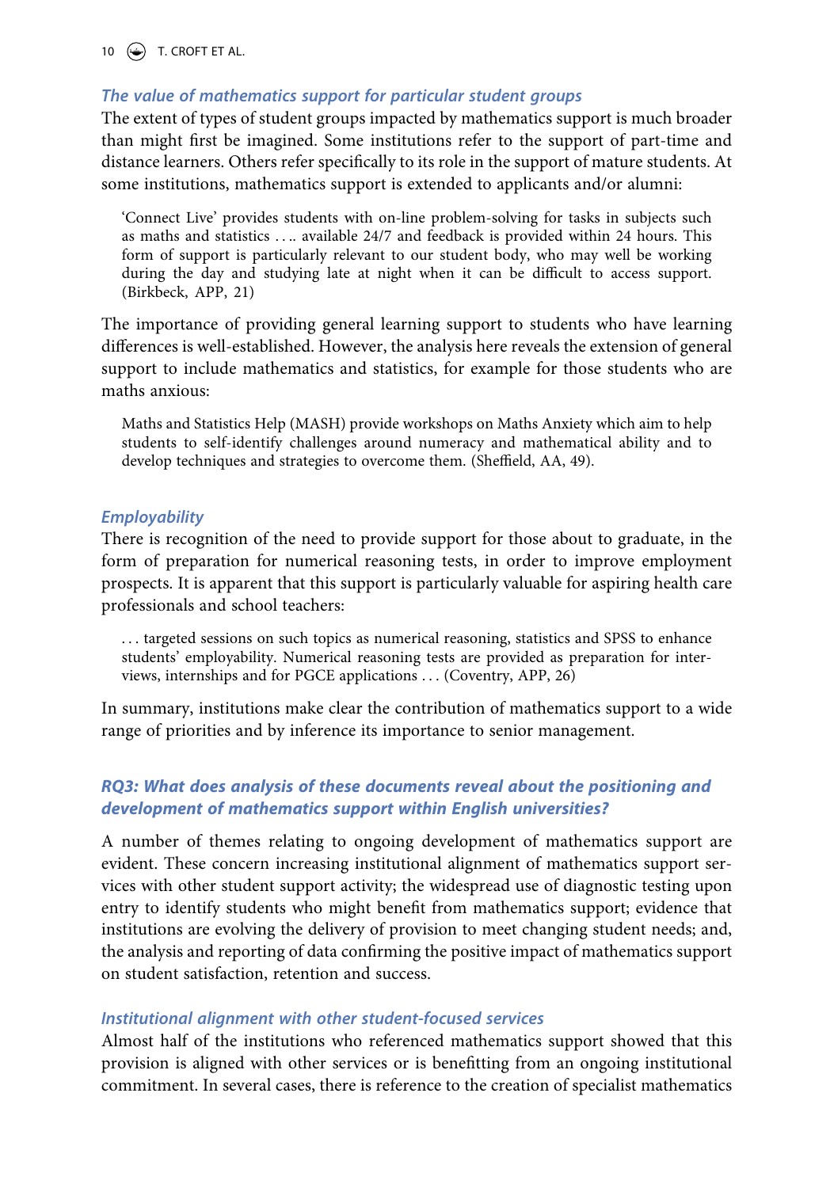### The value of mathematics support for particular student groups

The extent of types of student groups impacted by mathematics support is much broader than might first be imagined. Some institutions refer to the support of part-time and distance learners. Others refer specifically to its role in the support of mature students. At some institutions, mathematics support is extended to applicants and/or alumni:

> 'Connect Live' provides students with on-line problem-solving for tasks in subjects such as maths and statistics …. available 24/7 and feedback is provided within 24 hours. This form of support is particularly relevant to our student body, who may well be working during the day and studying late at night when it can be difficult to access support. (Birkbeck, APP, 21)

The importance of providing general learning support to students who have learning differences is well-established. However, the analysis here reveals the extension of general support to include mathematics and statistics, for example for those students who are maths anxious:

> Maths and Statistics Help (MASH) provide workshops on Maths Anxiety which aim to help students to self-identify challenges around numeracy and mathematical ability and to develop techniques and strategies to overcome them. (Sheffield, AA, 49).

### Employability

There is recognition of the need to provide support for those about to graduate, in the form of preparation for numerical reasoning tests, in order to improve employment prospects. It is apparent that this support is particularly valuable for aspiring health care professionals and school teachers:

> … targeted sessions on such topics as numerical reasoning, statistics and SPSS to enhance students' employability. Numerical reasoning tests are provided as preparation for interviews, internships and for PGCE applications … (Coventry, APP, 26)

In summary, institutions make clear the contribution of mathematics support to a wide range of priorities and by inference its importance to senior management.

### RQ3: What does analysis of these documents reveal about the positioning and development of mathematics support within English universities?

A number of themes relating to ongoing development of mathematics support are evident. These concern increasing institutional alignment of mathematics support services with other student support activity; the widespread use of diagnostic testing upon entry to identify students who might benefit from mathematics support; evidence that institutions are evolving the delivery of provision to meet changing student needs; and, the analysis and reporting of data confirming the positive impact of mathematics support on student satisfaction, retention and success.

### Institutional alignment with other student-focused services

Almost half of the institutions who referenced mathematics support showed that this provision is aligned with other services or is benefitting from an ongoing institutional commitment. In several cases, there is reference to the creation of specialist mathematics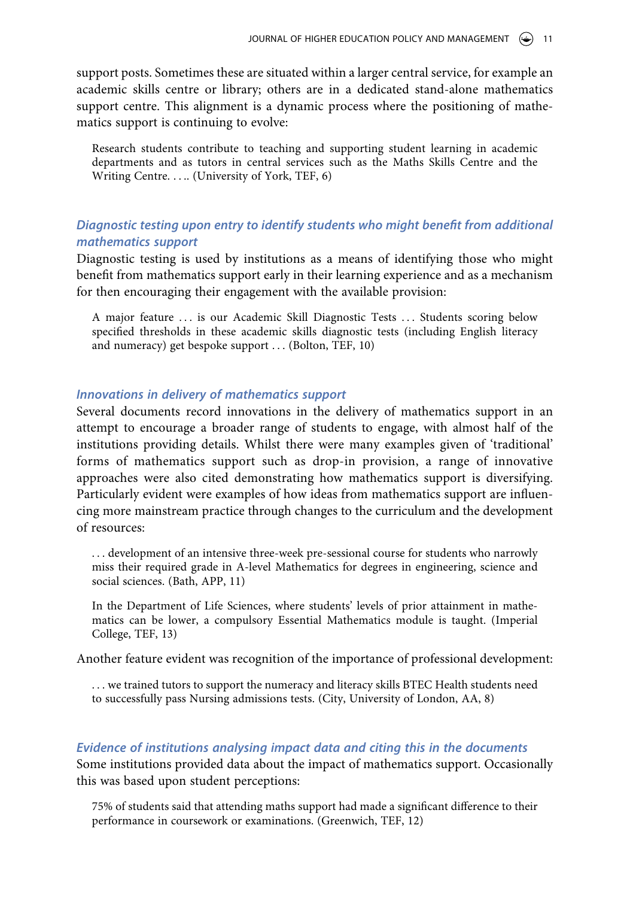support posts. Sometimes these are situated within a larger central service, for example an academic skills centre or library; others are in a dedicated stand-alone mathematics support centre. This alignment is a dynamic process where the positioning of mathematics support is continuing to evolve:

> Research students contribute to teaching and supporting student learning in academic departments and as tutors in central services such as the Maths Skills Centre and the Writing Centre. . . .. (University of York, TEF, 6)

### *Diagnostic testing upon entry to identify students who might benefit from additional mathematics support*

Diagnostic testing is used by institutions as a means of identifying those who might benefit from mathematics support early in their learning experience and as a mechanism for then encouraging their engagement with the available provision:

> A major feature . . . is our Academic Skill Diagnostic Tests . . . Students scoring below specified thresholds in these academic skills diagnostic tests (including English literacy and numeracy) get bespoke support . . . (Bolton, TEF, 10)

### *Innovations in delivery of mathematics support*

Several documents record innovations in the delivery of mathematics support in an attempt to encourage a broader range of students to engage, with almost half of the institutions providing details. Whilst there were many examples given of 'traditional' forms of mathematics support such as drop-in provision, a range of innovative approaches were also cited demonstrating how mathematics support is diversifying. Particularly evident were examples of how ideas from mathematics support are influencing more mainstream practice through changes to the curriculum and the development of resources:

> . . . development of an intensive three-week pre-sessional course for students who narrowly miss their required grade in A-level Mathematics for degrees in engineering, science and social sciences. (Bath, APP, 11)

> In the Department of Life Sciences, where students' levels of prior attainment in mathematics can be lower, a compulsory Essential Mathematics module is taught. (Imperial College, TEF, 13)

Another feature evident was recognition of the importance of professional development:

> . . . we trained tutors to support the numeracy and literacy skills BTEC Health students need to successfully pass Nursing admissions tests. (City, University of London, AA, 8)

### *Evidence of institutions analysing impact data and citing this in the documents*

Some institutions provided data about the impact of mathematics support. Occasionally this was based upon student perceptions:

> 75% of students said that attending maths support had made a significant difference to their performance in coursework or examinations. (Greenwich, TEF, 12)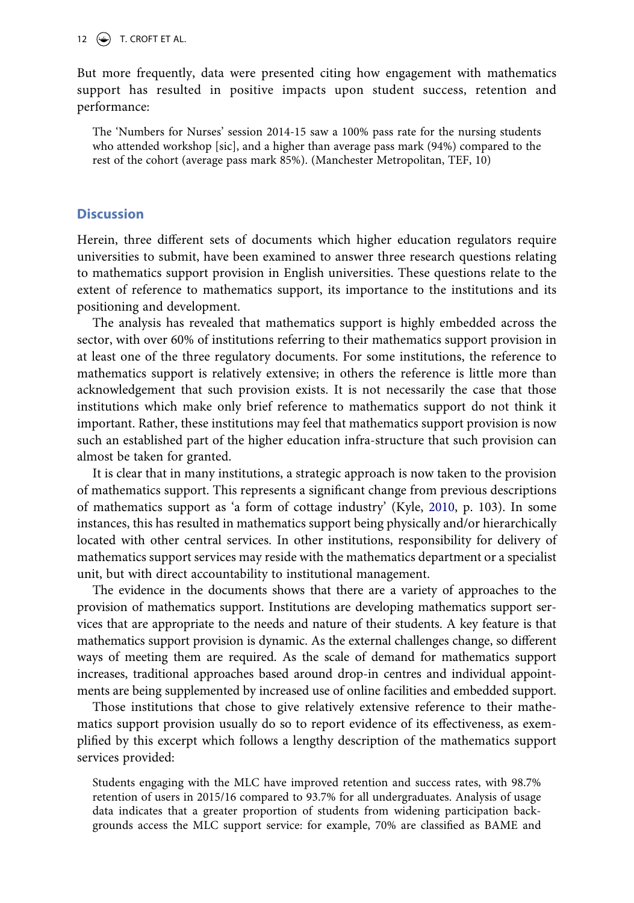But more frequently, data were presented citing how engagement with mathematics support has resulted in positive impacts upon student success, retention and performance:

> The 'Numbers for Nurses' session 2014-15 saw a 100% pass rate for the nursing students who attended workshop [sic], and a higher than average pass mark (94%) compared to the rest of the cohort (average pass mark 85%). (Manchester Metropolitan, TEF, 10)

## Discussion

Herein, three different sets of documents which higher education regulators require universities to submit, have been examined to answer three research questions relating to mathematics support provision in English universities. These questions relate to the extent of reference to mathematics support, its importance to the institutions and its positioning and development.

The analysis has revealed that mathematics support is highly embedded across the sector, with over 60% of institutions referring to their mathematics support provision in at least one of the three regulatory documents. For some institutions, the reference to mathematics support is relatively extensive; in others the reference is little more than acknowledgement that such provision exists. It is not necessarily the case that those institutions which make only brief reference to mathematics support do not think it important. Rather, these institutions may feel that mathematics support provision is now such an established part of the higher education infra-structure that such provision can almost be taken for granted.

It is clear that in many institutions, a strategic approach is now taken to the provision of mathematics support. This represents a significant change from previous descriptions of mathematics support as 'a form of cottage industry' (Kyle, 2010, p. 103). In some instances, this has resulted in mathematics support being physically and/or hierarchically located with other central services. In other institutions, responsibility for delivery of mathematics support services may reside with the mathematics department or a specialist unit, but with direct accountability to institutional management.

The evidence in the documents shows that there are a variety of approaches to the provision of mathematics support. Institutions are developing mathematics support services that are appropriate to the needs and nature of their students. A key feature is that mathematics support provision is dynamic. As the external challenges change, so different ways of meeting them are required. As the scale of demand for mathematics support increases, traditional approaches based around drop-in centres and individual appointments are being supplemented by increased use of online facilities and embedded support.

Those institutions that chose to give relatively extensive reference to their mathematics support provision usually do so to report evidence of its effectiveness, as exemplified by this excerpt which follows a lengthy description of the mathematics support services provided:

> Students engaging with the MLC have improved retention and success rates, with 98.7% retention of users in 2015/16 compared to 93.7% for all undergraduates. Analysis of usage data indicates that a greater proportion of students from widening participation backgrounds access the MLC support service: for example, 70% are classified as BAME and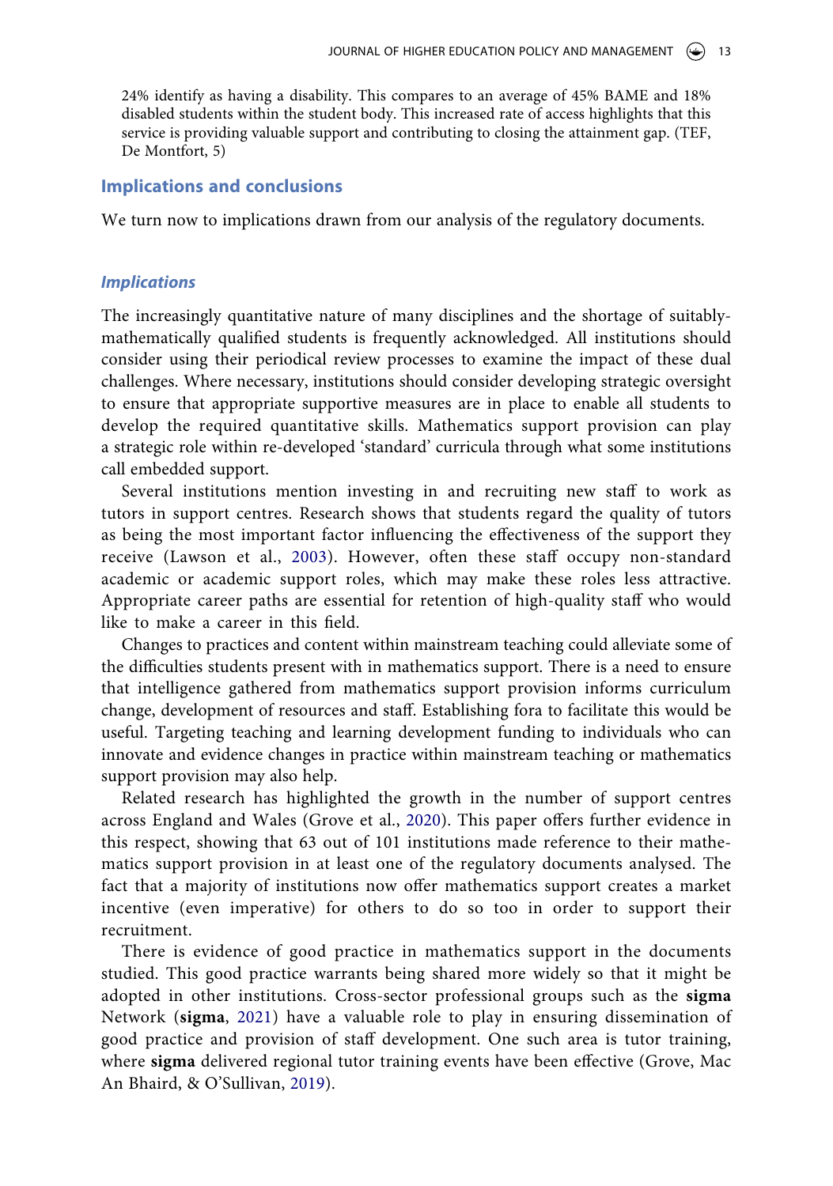24% identify as having a disability. This compares to an average of 45% BAME and 18% disabled students within the student body. This increased rate of access highlights that this service is providing valuable support and contributing to closing the attainment gap. (TEF, De Montfort, 5)

## Implications and conclusions

We turn now to implications drawn from our analysis of the regulatory documents.

### *Implications*

The increasingly quantitative nature of many disciplines and the shortage of suitably-mathematically qualified students is frequently acknowledged. All institutions should consider using their periodical review processes to examine the impact of these dual challenges. Where necessary, institutions should consider developing strategic oversight to ensure that appropriate supportive measures are in place to enable all students to develop the required quantitative skills. Mathematics support provision can play a strategic role within re-developed 'standard' curricula through what some institutions call embedded support.

Several institutions mention investing in and recruiting new staff to work as tutors in support centres. Research shows that students regard the quality of tutors as being the most important factor influencing the effectiveness of the support they receive (Lawson et al., 2003). However, often these staff occupy non-standard academic or academic support roles, which may make these roles less attractive. Appropriate career paths are essential for retention of high-quality staff who would like to make a career in this field.

Changes to practices and content within mainstream teaching could alleviate some of the difficulties students present with in mathematics support. There is a need to ensure that intelligence gathered from mathematics support provision informs curriculum change, development of resources and staff. Establishing fora to facilitate this would be useful. Targeting teaching and learning development funding to individuals who can innovate and evidence changes in practice within mainstream teaching or mathematics support provision may also help.

Related research has highlighted the growth in the number of support centres across England and Wales (Grove et al., 2020). This paper offers further evidence in this respect, showing that 63 out of 101 institutions made reference to their mathematics support provision in at least one of the regulatory documents analysed. The fact that a majority of institutions now offer mathematics support creates a market incentive (even imperative) for others to do so too in order to support their recruitment.

There is evidence of good practice in mathematics support in the documents studied. This good practice warrants being shared more widely so that it might be adopted in other institutions. Cross-sector professional groups such as the **sigma** Network (**sigma**, 2021) have a valuable role to play in ensuring dissemination of good practice and provision of staff development. One such area is tutor training, where **sigma** delivered regional tutor training events have been effective (Grove, Mac An Bhaird, & O'Sullivan, 2019).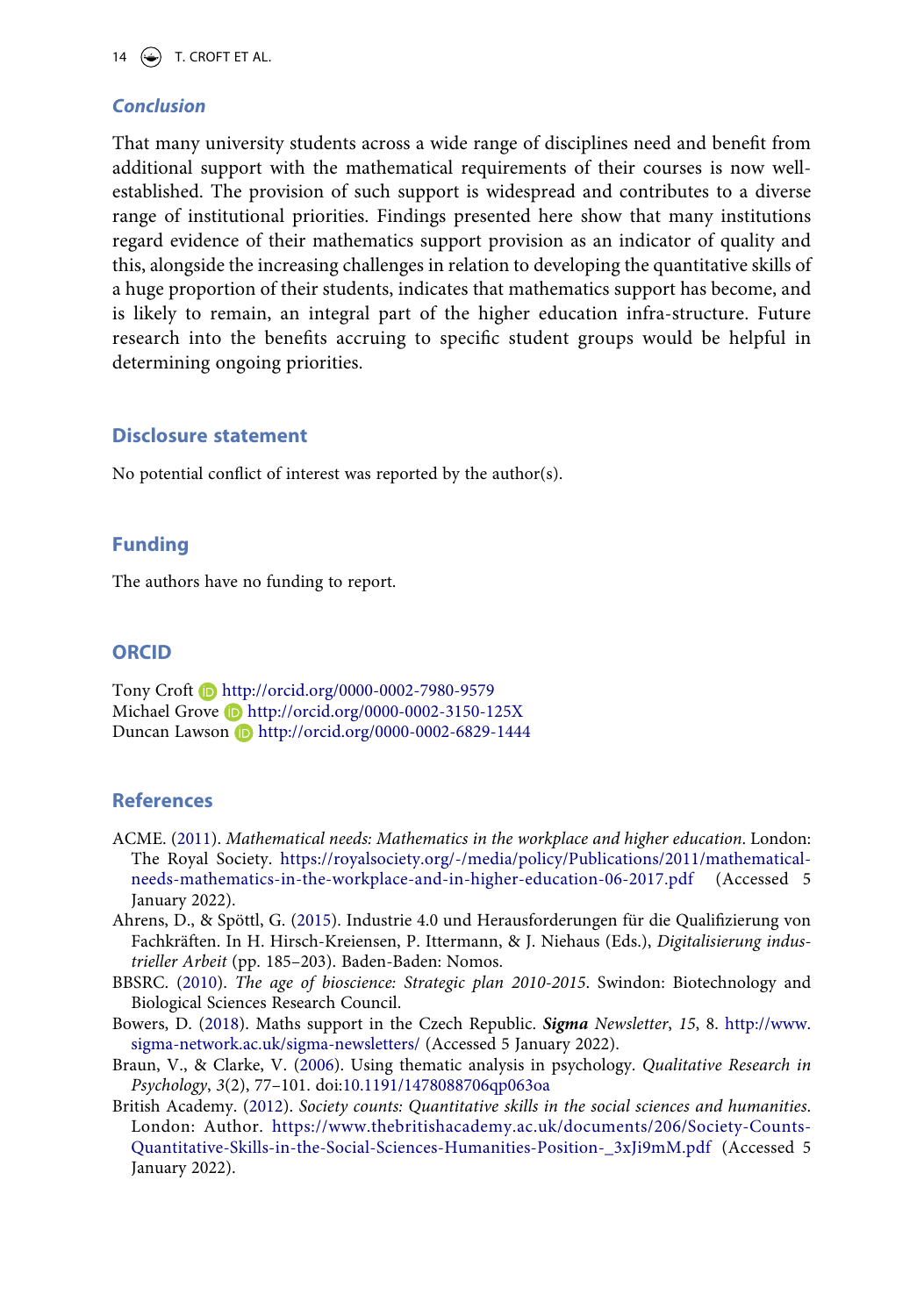## Conclusion

That many university students across a wide range of disciplines need and benefit from additional support with the mathematical requirements of their courses is now well-established. The provision of such support is widespread and contributes to a diverse range of institutional priorities. Findings presented here show that many institutions regard evidence of their mathematics support provision as an indicator of quality and this, alongside the increasing challenges in relation to developing the quantitative skills of a huge proportion of their students, indicates that mathematics support has become, and is likely to remain, an integral part of the higher education infra-structure. Future research into the benefits accruing to specific student groups would be helpful in determining ongoing priorities.

## Disclosure statement

No potential conflict of interest was reported by the author(s).

## Funding

The authors have no funding to report.

## ORCID

Tony Croft http://orcid.org/0000-0002-7980-9579
Michael Grove http://orcid.org/0000-0002-3150-125X
Duncan Lawson http://orcid.org/0000-0002-6829-1444

## References

ACME. (2011). *Mathematical needs: Mathematics in the workplace and higher education*. London: The Royal Society. https://royalsociety.org/-/media/policy/Publications/2011/mathematical-needs-mathematics-in-the-workplace-and-in-higher-education-06-2017.pdf (Accessed 5 January 2022).

Ahrens, D., & Spöttl, G. (2015). Industrie 4.0 und Herausforderungen für die Qualifizierung von Fachkräften. In H. Hirsch-Kreiensen, P. Ittermann, & J. Niehaus (Eds.), *Digitalisierung industrieller Arbeit* (pp. 185–203). Baden-Baden: Nomos.

BBSRC. (2010). *The age of bioscience: Strategic plan 2010-2015*. Swindon: Biotechnology and Biological Sciences Research Council.

Bowers, D. (2018). Maths support in the Czech Republic. ***Sigma*** *Newsletter*, *15*, 8. http://www.sigma-network.ac.uk/sigma-newsletters/ (Accessed 5 January 2022).

Braun, V., & Clarke, V. (2006). Using thematic analysis in psychology. *Qualitative Research in Psychology*, *3*(2), 77–101. doi:10.1191/1478088706qp063oa

British Academy. (2012). *Society counts: Quantitative skills in the social sciences and humanities*. London: Author. https://www.thebritishacademy.ac.uk/documents/206/Society-Counts-Quantitative-Skills-in-the-Social-Sciences-Humanities-Position-_3xJi9mM.pdf (Accessed 5 January 2022).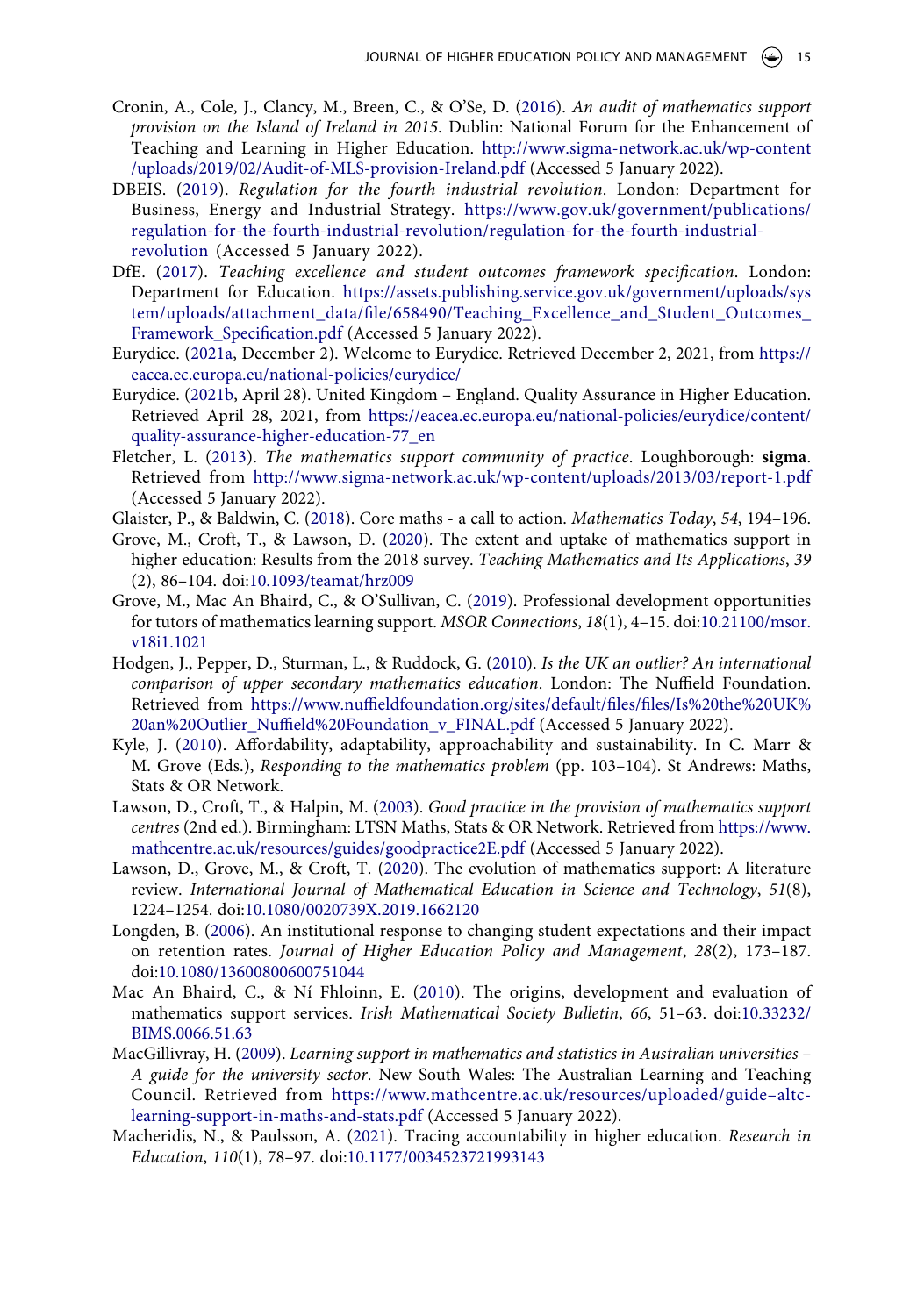Cronin, A., Cole, J., Clancy, M., Breen, C., & O'Se, D. (2016). *An audit of mathematics support provision on the Island of Ireland in 2015*. Dublin: National Forum for the Enhancement of Teaching and Learning in Higher Education. http://www.sigma-network.ac.uk/wp-content/uploads/2019/02/Audit-of-MLS-provision-Ireland.pdf (Accessed 5 January 2022).

DBEIS. (2019). *Regulation for the fourth industrial revolution*. London: Department for Business, Energy and Industrial Strategy. https://www.gov.uk/government/publications/regulation-for-the-fourth-industrial-revolution/regulation-for-the-fourth-industrial-revolution (Accessed 5 January 2022).

DfE. (2017). *Teaching excellence and student outcomes framework specification*. London: Department for Education. https://assets.publishing.service.gov.uk/government/uploads/system/uploads/attachment_data/file/658490/Teaching_Excellence_and_Student_Outcomes_Framework_Specification.pdf (Accessed 5 January 2022).

Eurydice. (2021a, December 2). Welcome to Eurydice. Retrieved December 2, 2021, from https://eacea.ec.europa.eu/national-policies/eurydice/

Eurydice. (2021b, April 28). United Kingdom – England. Quality Assurance in Higher Education. Retrieved April 28, 2021, from https://eacea.ec.europa.eu/national-policies/eurydice/content/quality-assurance-higher-education-77_en

Fletcher, L. (2013). *The mathematics support community of practice*. Loughborough: **sigma**. Retrieved from http://www.sigma-network.ac.uk/wp-content/uploads/2013/03/report-1.pdf (Accessed 5 January 2022).

Glaister, P., & Baldwin, C. (2018). Core maths - a call to action. *Mathematics Today*, *54*, 194–196.

Grove, M., Croft, T., & Lawson, D. (2020). The extent and uptake of mathematics support in higher education: Results from the 2018 survey. *Teaching Mathematics and Its Applications*, *39* (2), 86–104. doi:10.1093/teamat/hrz009

Grove, M., Mac An Bhaird, C., & O'Sullivan, C. (2019). Professional development opportunities for tutors of mathematics learning support. *MSOR Connections*, *18*(1), 4–15. doi:10.21100/msor.v18i1.1021

Hodgen, J., Pepper, D., Sturman, L., & Ruddock, G. (2010). *Is the UK an outlier? An international comparison of upper secondary mathematics education*. London: The Nuffield Foundation. Retrieved from https://www.nuffieldfoundation.org/sites/default/files/files/Is%20the%20UK%20an%20Outlier_Nuffield%20Foundation_v_FINAL.pdf (Accessed 5 January 2022).

Kyle, J. (2010). Affordability, adaptability, approachability and sustainability. In C. Marr & M. Grove (Eds.), *Responding to the mathematics problem* (pp. 103–104). St Andrews: Maths, Stats & OR Network.

Lawson, D., Croft, T., & Halpin, M. (2003). *Good practice in the provision of mathematics support centres* (2nd ed.). Birmingham: LTSN Maths, Stats & OR Network. Retrieved from https://www.mathcentre.ac.uk/resources/guides/goodpractice2E.pdf (Accessed 5 January 2022).

Lawson, D., Grove, M., & Croft, T. (2020). The evolution of mathematics support: A literature review. *International Journal of Mathematical Education in Science and Technology*, *51*(8), 1224–1254. doi:10.1080/0020739X.2019.1662120

Longden, B. (2006). An institutional response to changing student expectations and their impact on retention rates. *Journal of Higher Education Policy and Management*, *28*(2), 173–187. doi:10.1080/13600800600751044

Mac An Bhaird, C., & Ní Fhloinn, E. (2010). The origins, development and evaluation of mathematics support services. *Irish Mathematical Society Bulletin*, *66*, 51–63. doi:10.33232/BIMS.0066.51.63

MacGillivray, H. (2009). *Learning support in mathematics and statistics in Australian universities – A guide for the university sector*. New South Wales: The Australian Learning and Teaching Council. Retrieved from https://www.mathcentre.ac.uk/resources/uploaded/guide–altc-learning-support-in-maths-and-stats.pdf (Accessed 5 January 2022).

Macheridis, N., & Paulsson, A. (2021). Tracing accountability in higher education. *Research in Education*, *110*(1), 78–97. doi:10.1177/0034523721993143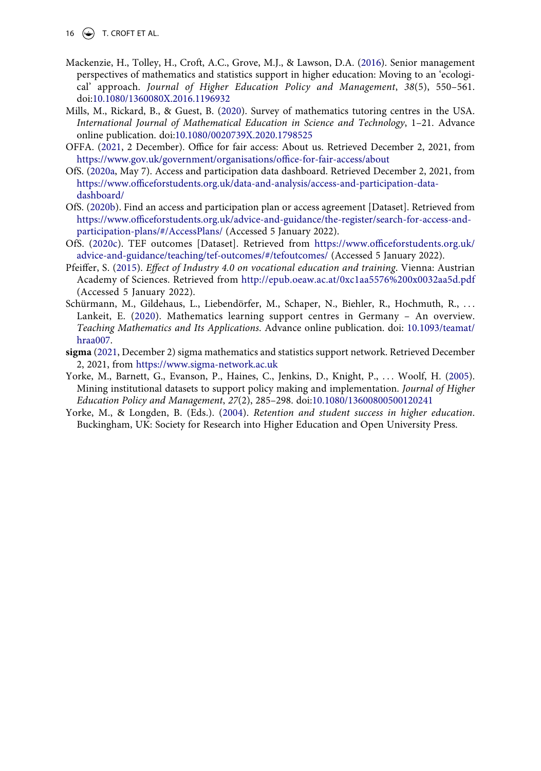Mackenzie, H., Tolley, H., Croft, A.C., Grove, M.J., & Lawson, D.A. (2016). Senior management perspectives of mathematics and statistics support in higher education: Moving to an 'ecological' approach. *Journal of Higher Education Policy and Management*, *38*(5), 550–561. doi:10.1080/1360080X.2016.1196932

Mills, M., Rickard, B., & Guest, B. (2020). Survey of mathematics tutoring centres in the USA. *International Journal of Mathematical Education in Science and Technology*, 1–21. Advance online publication. doi:10.1080/0020739X.2020.1798525

OFFA. (2021, 2 December). Office for fair access: About us. Retrieved December 2, 2021, from https://www.gov.uk/government/organisations/office-for-fair-access/about

OfS. (2020a, May 7). Access and participation data dashboard. Retrieved December 2, 2021, from https://www.officeforstudents.org.uk/data-and-analysis/access-and-participation-data-dashboard/

OfS. (2020b). Find an access and participation plan or access agreement [Dataset]. Retrieved from https://www.officeforstudents.org.uk/advice-and-guidance/the-register/search-for-access-and-participation-plans/#/AccessPlans/ (Accessed 5 January 2022).

OfS. (2020c). TEF outcomes [Dataset]. Retrieved from https://www.officeforstudents.org.uk/advice-and-guidance/teaching/tef-outcomes/#/tefoutcomes/ (Accessed 5 January 2022).

Pfeiffer, S. (2015). *Effect of Industry 4.0 on vocational education and training*. Vienna: Austrian Academy of Sciences. Retrieved from http://epub.oeaw.ac.at/0xc1aa5576%200x0032aa5d.pdf (Accessed 5 January 2022).

Schürmann, M., Gildehaus, L., Liebendörfer, M., Schaper, N., Biehler, R., Hochmuth, R., … Lankeit, E. (2020). Mathematics learning support centres in Germany – An overview. *Teaching Mathematics and Its Applications*. Advance online publication. doi: 10.1093/teamat/hraa007.

**sigma** (2021, December 2) sigma mathematics and statistics support network. Retrieved December 2, 2021, from https://www.sigma-network.ac.uk

Yorke, M., Barnett, G., Evanson, P., Haines, C., Jenkins, D., Knight, P., … Woolf, H. (2005). Mining institutional datasets to support policy making and implementation. *Journal of Higher Education Policy and Management*, *27*(2), 285–298. doi:10.1080/13600800500120241

Yorke, M., & Longden, B. (Eds.). (2004). *Retention and student success in higher education*. Buckingham, UK: Society for Research into Higher Education and Open University Press.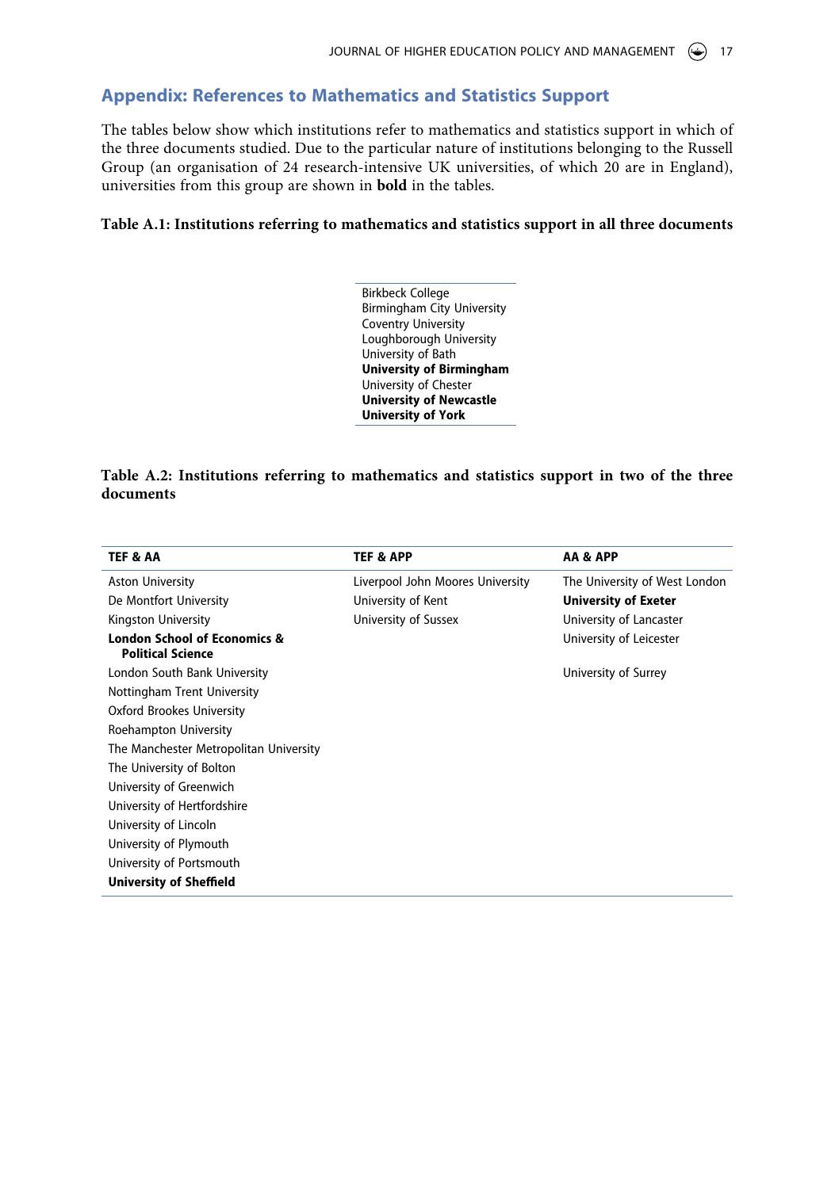## Appendix: References to Mathematics and Statistics Support

The tables below show which institutions refer to mathematics and statistics support in which of the three documents studied. Due to the particular nature of institutions belonging to the Russell Group (an organisation of 24 research-intensive UK universities, of which 20 are in England), universities from this group are shown in **bold** in the tables.

**Table A.1: Institutions referring to mathematics and statistics support in all three documents**

| |
|---|
| Birkbeck College |
| Birmingham City University |
| Coventry University |
| Loughborough University |
| University of Bath |
| **University of Birmingham** |
| University of Chester |
| **University of Newcastle** |
| **University of York** |

**Table A.2: Institutions referring to mathematics and statistics support in two of the three documents**

| TEF & AA | TEF & APP | AA & APP |
|---|---|---|
| Aston University | Liverpool John Moores University | The University of West London |
| De Montfort University | University of Kent | **University of Exeter** |
| Kingston University | University of Sussex | University of Lancaster |
| **London School of Economics & Political Science** | | University of Leicester |
| London South Bank University | | University of Surrey |
| Nottingham Trent University | | |
| Oxford Brookes University | | |
| Roehampton University | | |
| The Manchester Metropolitan University | | |
| The University of Bolton | | |
| University of Greenwich | | |
| University of Hertfordshire | | |
| University of Lincoln | | |
| University of Plymouth | | |
| University of Portsmouth | | |
| **University of Sheffield** | | |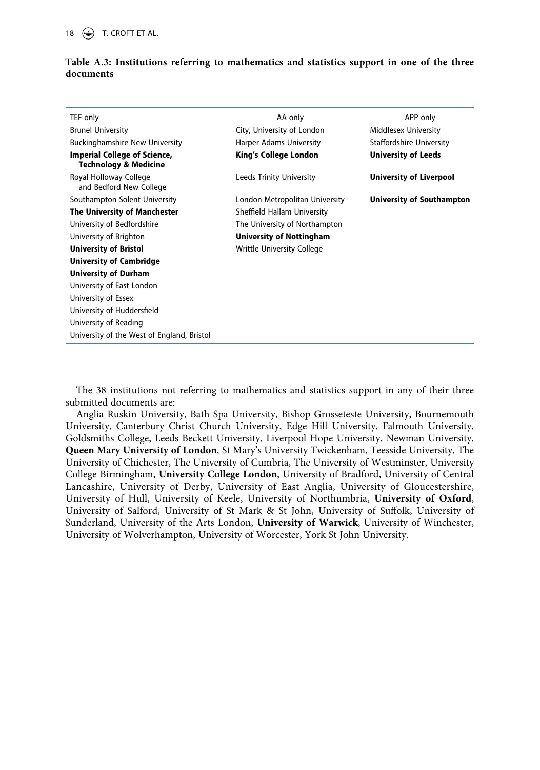**Table A.3: Institutions referring to mathematics and statistics support in one of the three documents**

| TEF only | AA only | APP only |
|---|---|---|
| Brunel University | City, University of London | Middlesex University |
| Buckinghamshire New University | Harper Adams University | Staffordshire University |
| **Imperial College of Science, Technology & Medicine** | **King's College London** | **University of Leeds** |
| Royal Holloway College and Bedford New College | Leeds Trinity University | **University of Liverpool** |
| Southampton Solent University | London Metropolitan University | **University of Southampton** |
| **The University of Manchester** | Sheffield Hallam University | |
| University of Bedfordshire | The University of Northampton | |
| University of Brighton | **University of Nottingham** | |
| **University of Bristol** | Writtle University College | |
| **University of Cambridge** | | |
| **University of Durham** | | |
| University of East London | | |
| University of Essex | | |
| University of Huddersfield | | |
| University of Reading | | |
| University of the West of England, Bristol | | |

The 38 institutions not referring to mathematics and statistics support in any of their three submitted documents are:

Anglia Ruskin University, Bath Spa University, Bishop Grosseteste University, Bournemouth University, Canterbury Christ Church University, Edge Hill University, Falmouth University, Goldsmiths College, Leeds Beckett University, Liverpool Hope University, Newman University, **Queen Mary University of London**, St Mary's University Twickenham, Teesside University, The University of Chichester, The University of Cumbria, The University of Westminster, University College Birmingham, **University College London**, University of Bradford, University of Central Lancashire, University of Derby, University of East Anglia, University of Gloucestershire, University of Hull, University of Keele, University of Northumbria, **University of Oxford**, University of Salford, University of St Mark & St John, University of Suffolk, University of Sunderland, University of the Arts London, **University of Warwick**, University of Winchester, University of Wolverhampton, University of Worcester, York St John University.